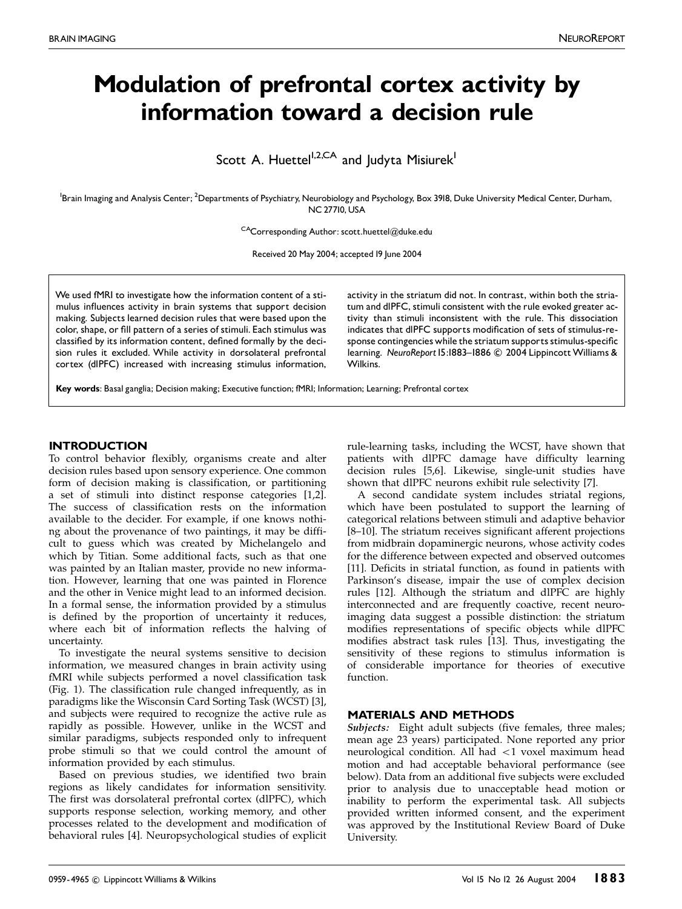# Modulation of prefrontal cortex activity by information toward a decision rule

Scott A. Huettel[1,2,CA] and Judyta Misiurek[1]

[1]Brain Imaging and Analysis Center; [2]Departments of Psychiatry, Neurobiology and Psychology, Box 3918, Duke University Medical Center, Durham, NC 27710, USA

[CA]Corresponding Author: scott.huettel@duke.edu

Received 20 May 2004; accepted 19 June 2004

We used fMRI to investigate how the information content of a stimulus influences activity in brain systems that support decision making. Subjects learned decision rules that were based upon the color, shape, or fill pattern of a series of stimuli. Each stimulus was classified by its information content, defined formally by the decision rules it excluded. While activity in dorsolateral prefrontal cortex (dlPFC) increased with increasing stimulus information, activity in the striatum did not. In contrast, within both the striatum and dlPFC, stimuli consistent with the rule evoked greater activity than stimuli inconsistent with the rule. This dissociation indicates that dlPFC supports modification of sets of stimulus-response contingencies while the striatum supports stimulus-specific learning. *NeuroReport* 15:1883–1886 © 2004 Lippincott Williams & Wilkins.

**Key words**: Basal ganglia; Decision making; Executive function; fMRI; Information; Learning; Prefrontal cortex

## INTRODUCTION

To control behavior flexibly, organisms create and alter decision rules based upon sensory experience. One common form of decision making is classification, or partitioning a set of stimuli into distinct response categories [1,2]. The success of classification rests on the information available to the decider. For example, if one knows nothing about the provenance of two paintings, it may be difficult to guess which was created by Michelangelo and which by Titian. Some additional facts, such as that one was painted by an Italian master, provide no new information. However, learning that one was painted in Florence and the other in Venice might lead to an informed decision. In a formal sense, the information provided by a stimulus is defined by the proportion of uncertainty it reduces, where each bit of information reflects the halving of uncertainty.

To investigate the neural systems sensitive to decision information, we measured changes in brain activity using fMRI while subjects performed a novel classification task (Fig. 1). The classification rule changed infrequently, as in paradigms like the Wisconsin Card Sorting Task (WCST) [3], and subjects were required to recognize the active rule as rapidly as possible. However, unlike in the WCST and similar paradigms, subjects responded only to infrequent probe stimuli so that we could control the amount of information provided by each stimulus.

Based on previous studies, we identified two brain regions as likely candidates for information sensitivity. The first was dorsolateral prefrontal cortex (dlPFC), which supports response selection, working memory, and other processes related to the development and modification of behavioral rules [4]. Neuropsychological studies of explicit rule-learning tasks, including the WCST, have shown that patients with dlPFC damage have difficulty learning decision rules [5,6]. Likewise, single-unit studies have shown that dlPFC neurons exhibit rule selectivity [7].

A second candidate system includes striatal regions, which have been postulated to support the learning of categorical relations between stimuli and adaptive behavior [8–10]. The striatum receives significant afferent projections from midbrain dopaminergic neurons, whose activity codes for the difference between expected and observed outcomes [11]. Deficits in striatal function, as found in patients with Parkinson's disease, impair the use of complex decision rules [12]. Although the striatum and dlPFC are highly interconnected and are frequently coactive, recent neuroimaging data suggest a possible distinction: the striatum modifies representations of specific objects while dlPFC modifies abstract task rules [13]. Thus, investigating the sensitivity of these regions to stimulus information is of considerable importance for theories of executive function.

## MATERIALS AND METHODS

***Subjects:*** Eight adult subjects (five females, three males; mean age 23 years) participated. None reported any prior neurological condition. All had <1 voxel maximum head motion and had acceptable behavioral performance (see below). Data from an additional five subjects were excluded prior to analysis due to unacceptable head motion or inability to perform the experimental task. All subjects provided written informed consent, and the experiment was approved by the Institutional Review Board of Duke University.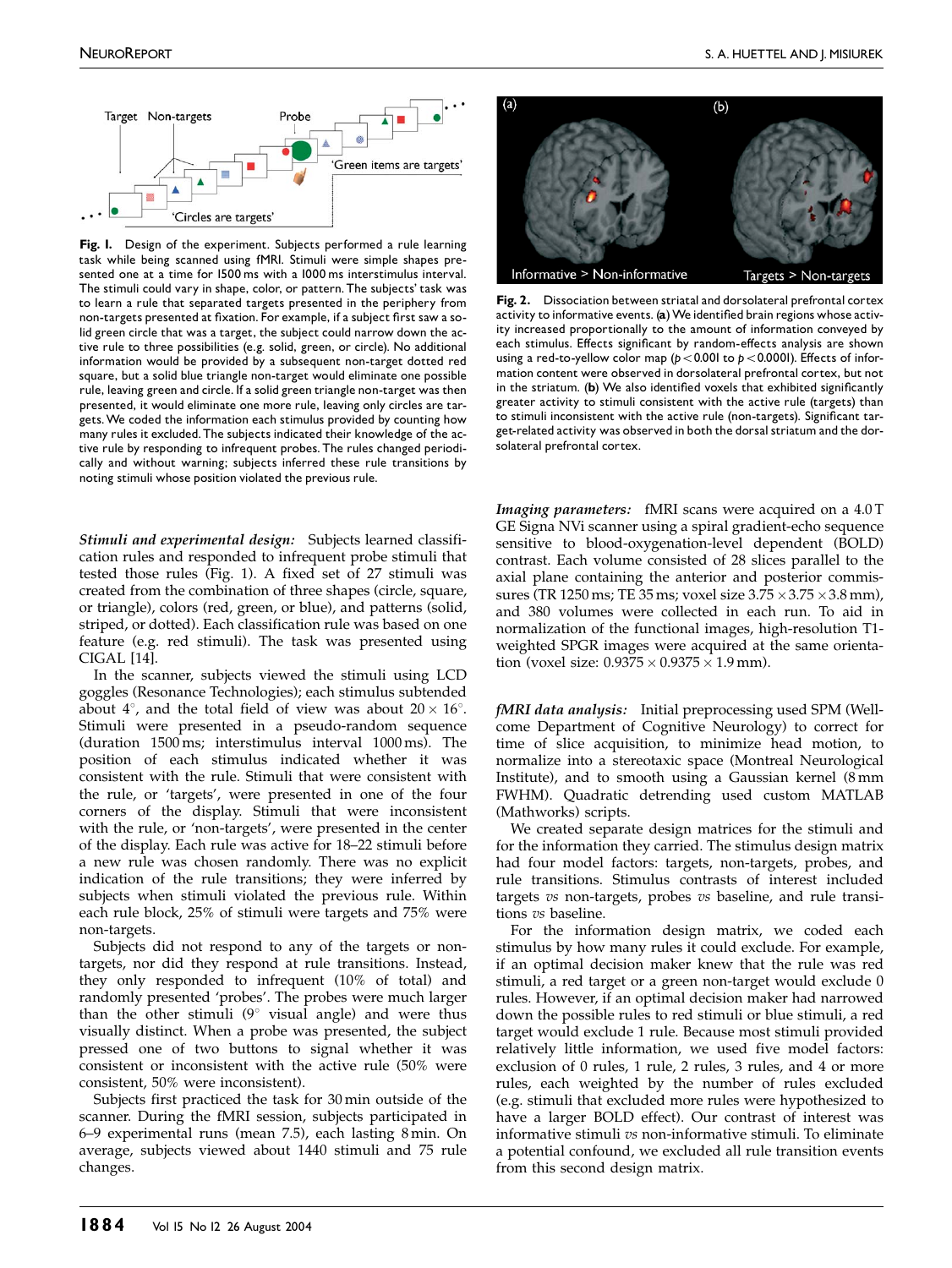**Fig. 1.** Design of the experiment. Subjects performed a rule learning task while being scanned using fMRI. Stimuli were simple shapes presented one at a time for 1500 ms with a 1000 ms interstimulus interval. The stimuli could vary in shape, color, or pattern. The subjects' task was to learn a rule that separated targets presented in the periphery from non-targets presented at fixation. For example, if a subject first saw a solid green circle that was a target, the subject could narrow down the active rule to three possibilities (e.g. solid, green, or circle). No additional information would be provided by a subsequent non-target dotted red square, but a solid blue triangle non-target would eliminate one possible rule, leaving green and circle. If a solid green triangle non-target was then presented, it would eliminate one more rule, leaving only circles are targets. We coded the information each stimulus provided by counting how many rules it excluded. The subjects indicated their knowledge of the active rule by responding to infrequent probes. The rules changed periodically and without warning; subjects inferred these rule transitions by noting stimuli whose position violated the previous rule.

**Fig. 2.** Dissociation between striatal and dorsolateral prefrontal cortex activity to informative events. (**a**) We identified brain regions whose activity increased proportionally to the amount of information conveyed by each stimulus. Effects significant by random-effects analysis are shown using a red-to-yellow color map ($p < 0.001$ to $p < 0.0001$). Effects of information content were observed in dorsolateral prefrontal cortex, but not in the striatum. (**b**) We also identified voxels that exhibited significantly greater activity to stimuli consistent with the active rule (targets) than to stimuli inconsistent with the active rule (non-targets). Significant target-related activity was observed in both the dorsal striatum and the dorsolateral prefrontal cortex.

***Stimuli and experimental design:*** Subjects learned classification rules and responded to infrequent probe stimuli that tested those rules (Fig. 1). A fixed set of 27 stimuli was created from the combination of three shapes (circle, square, or triangle), colors (red, green, or blue), and patterns (solid, striped, or dotted). Each classification rule was based on one feature (e.g. red stimuli). The task was presented using CIGAL [14].

In the scanner, subjects viewed the stimuli using LCD goggles (Resonance Technologies); each stimulus subtended about 4°, and the total field of view was about 20 × 16°. Stimuli were presented in a pseudo-random sequence (duration 1500 ms; interstimulus interval 1000 ms). The position of each stimulus indicated whether it was consistent with the rule. Stimuli that were consistent with the rule, or 'targets', were presented in one of the four corners of the display. Stimuli that were inconsistent with the rule, or 'non-targets', were presented in the center of the display. Each rule was active for 18–22 stimuli before a new rule was chosen randomly. There was no explicit indication of the rule transitions; they were inferred by subjects when stimuli violated the previous rule. Within each rule block, 25% of stimuli were targets and 75% were non-targets.

Subjects did not respond to any of the targets or non-targets, nor did they respond at rule transitions. Instead, they only responded to infrequent (10% of total) and randomly presented 'probes'. The probes were much larger than the other stimuli (9° visual angle) and were thus visually distinct. When a probe was presented, the subject pressed one of two buttons to signal whether it was consistent or inconsistent with the active rule (50% were consistent, 50% were inconsistent).

Subjects first practiced the task for 30 min outside of the scanner. During the fMRI session, subjects participated in 6–9 experimental runs (mean 7.5), each lasting 8 min. On average, subjects viewed about 1440 stimuli and 75 rule changes.

***Imaging parameters:*** fMRI scans were acquired on a 4.0 T GE Signa NVi scanner using a spiral gradient-echo sequence sensitive to blood-oxygenation-level dependent (BOLD) contrast. Each volume consisted of 28 slices parallel to the axial plane containing the anterior and posterior commissures (TR 1250 ms; TE 35 ms; voxel size 3.75 × 3.75 × 3.8 mm), and 380 volumes were collected in each run. To aid in normalization of the functional images, high-resolution T1-weighted SPGR images were acquired at the same orientation (voxel size: 0.9375 × 0.9375 × 1.9 mm).

***fMRI data analysis:*** Initial preprocessing used SPM (Wellcome Department of Cognitive Neurology) to correct for time of slice acquisition, to minimize head motion, to normalize into a stereotaxic space (Montreal Neurological Institute), and to smooth using a Gaussian kernel (8 mm FWHM). Quadratic detrending used custom MATLAB (Mathworks) scripts.

We created separate design matrices for the stimuli and for the information they carried. The stimulus design matrix had four model factors: targets, non-targets, probes, and rule transitions. Stimulus contrasts of interest included targets *vs* non-targets, probes *vs* baseline, and rule transitions *vs* baseline.

For the information design matrix, we coded each stimulus by how many rules it could exclude. For example, if an optimal decision maker knew that the rule was red stimuli, a red target or a green non-target would exclude 0 rules. However, if an optimal decision maker had narrowed down the possible rules to red stimuli or blue stimuli, a red target would exclude 1 rule. Because most stimuli provided relatively little information, we used five model factors: exclusion of 0 rules, 1 rule, 2 rules, 3 rules, and 4 or more rules, each weighted by the number of rules excluded (e.g. stimuli that excluded more rules were hypothesized to have a larger BOLD effect). Our contrast of interest was informative stimuli *vs* non-informative stimuli. To eliminate a potential confound, we excluded all rule transition events from this second design matrix.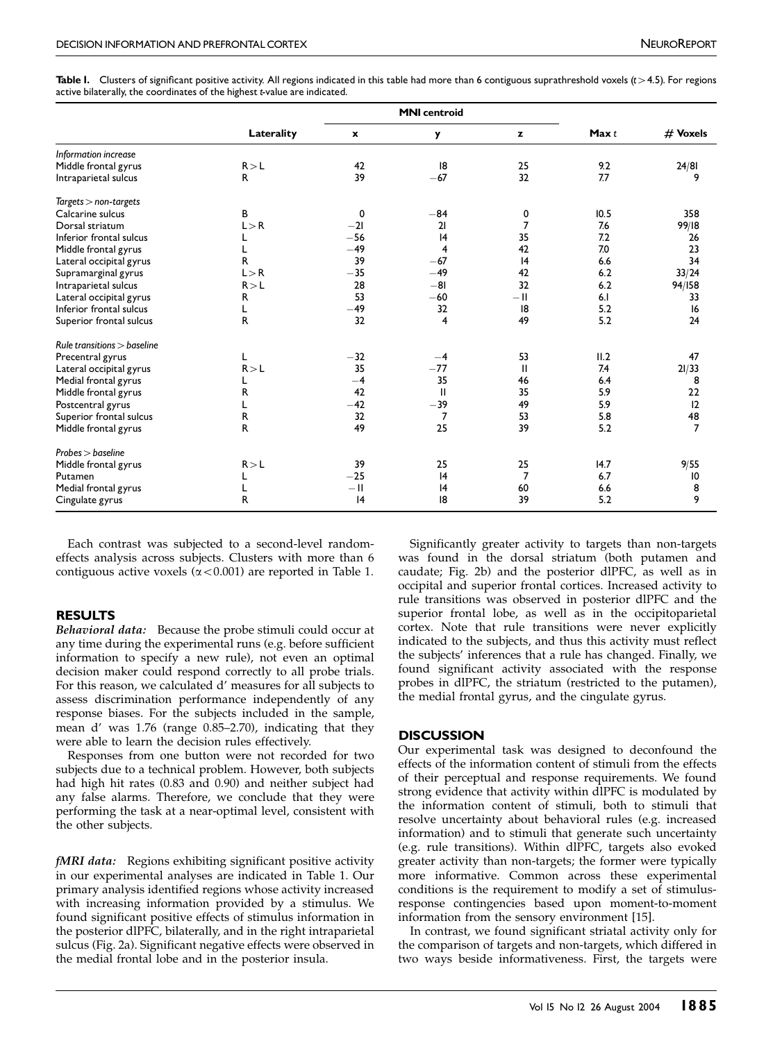**Table 1.** Clusters of significant positive activity. All regions indicated in this table had more than 6 contiguous suprathreshold voxels ($t > 4.5$). For regions active bilaterally, the coordinates of the highest *t*-value are indicated.

| | Laterality | MNI centroid | | | Max *t* | # Voxels |
|---|---|---|---|---|---|---|
| | | x | y | z | | |
| *Information increase* | | | | | | |
| Middle frontal gyrus | R > L | 42 | 18 | 25 | 9.2 | 24/81 |
| Intraparietal sulcus | R | 39 | −67 | 32 | 7.7 | 9 |
| *Targets > non-targets* | | | | | | |
| Calcarine sulcus | B | 0 | −84 | 0 | 10.5 | 358 |
| Dorsal striatum | L > R | −21 | 21 | 7 | 7.6 | 99/18 |
| Inferior frontal sulcus | L | −56 | 14 | 35 | 7.2 | 26 |
| Middle frontal gyrus | L | −49 | 4 | 42 | 7.0 | 23 |
| Lateral occipital gyrus | R | 39 | −67 | 14 | 6.6 | 34 |
| Supramarginal gyrus | L > R | −35 | −49 | 42 | 6.2 | 33/24 |
| Intraparietal sulcus | R > L | 28 | −81 | 32 | 6.2 | 94/158 |
| Lateral occipital gyrus | R | 53 | −60 | −11 | 6.1 | 33 |
| Inferior frontal sulcus | L | −49 | 32 | 18 | 5.2 | 16 |
| Superior frontal sulcus | R | 32 | 4 | 49 | 5.2 | 24 |
| *Rule transitions > baseline* | | | | | | |
| Precentral gyrus | L | −32 | −4 | 53 | 11.2 | 47 |
| Lateral occipital gyrus | R > L | 35 | −77 | 11 | 7.4 | 21/33 |
| Medial frontal gyrus | L | −4 | 35 | 46 | 6.4 | 8 |
| Middle frontal gyrus | R | 42 | 11 | 35 | 5.9 | 22 |
| Postcentral gyrus | L | −42 | −39 | 49 | 5.9 | 12 |
| Superior frontal sulcus | R | 32 | 7 | 53 | 5.8 | 48 |
| Middle frontal gyrus | R | 49 | 25 | 39 | 5.2 | 7 |
| *Probes > baseline* | | | | | | |
| Middle frontal gyrus | R > L | 39 | 25 | 25 | 14.7 | 9/55 |
| Putamen | L | −25 | 14 | 7 | 6.7 | 10 |
| Medial frontal gyrus | L | −11 | 14 | 60 | 6.6 | 8 |
| Cingulate gyrus | R | 14 | 18 | 39 | 5.2 | 9 |

Each contrast was subjected to a second-level random-effects analysis across subjects. Clusters with more than 6 contiguous active voxels ($\alpha < 0.001$) are reported in Table 1.

## RESULTS

***Behavioral data:*** Because the probe stimuli could occur at any time during the experimental runs (e.g. before sufficient information to specify a new rule), not even an optimal decision maker could respond correctly to all probe trials. For this reason, we calculated d′ measures for all subjects to assess discrimination performance independently of any response biases. For the subjects included in the sample, mean d′ was 1.76 (range 0.85–2.70), indicating that they were able to learn the decision rules effectively.

Responses from one button were not recorded for two subjects due to a technical problem. However, both subjects had high hit rates (0.83 and 0.90) and neither subject had any false alarms. Therefore, we conclude that they were performing the task at a near-optimal level, consistent with the other subjects.

***fMRI data:*** Regions exhibiting significant positive activity in our experimental analyses are indicated in Table 1. Our primary analysis identified regions whose activity increased with increasing information provided by a stimulus. We found significant positive effects of stimulus information in the posterior dlPFC, bilaterally, and in the right intraparietal sulcus (Fig. 2a). Significant negative effects were observed in the medial frontal lobe and in the posterior insula.

Significantly greater activity to targets than non-targets was found in the dorsal striatum (both putamen and caudate; Fig. 2b) and the posterior dlPFC, as well as in occipital and superior frontal cortices. Increased activity to rule transitions was observed in posterior dlPFC and the superior frontal lobe, as well as in the occipitoparietal cortex. Note that rule transitions were never explicitly indicated to the subjects, and thus this activity must reflect the subjects' inferences that a rule has changed. Finally, we found significant activity associated with the response probes in dlPFC, the striatum (restricted to the putamen), the medial frontal gyrus, and the cingulate gyrus.

## DISCUSSION

Our experimental task was designed to deconfound the effects of the information content of stimuli from the effects of their perceptual and response requirements. We found strong evidence that activity within dlPFC is modulated by the information content of stimuli, both to stimuli that resolve uncertainty about behavioral rules (e.g. increased information) and to stimuli that generate such uncertainty (e.g. rule transitions). Within dlPFC, targets also evoked greater activity than non-targets; the former were typically more informative. Common across these experimental conditions is the requirement to modify a set of stimulus-response contingencies based upon moment-to-moment information from the sensory environment [15].

In contrast, we found significant striatal activity only for the comparison of targets and non-targets, which differed in two ways beside informativeness. First, the targets were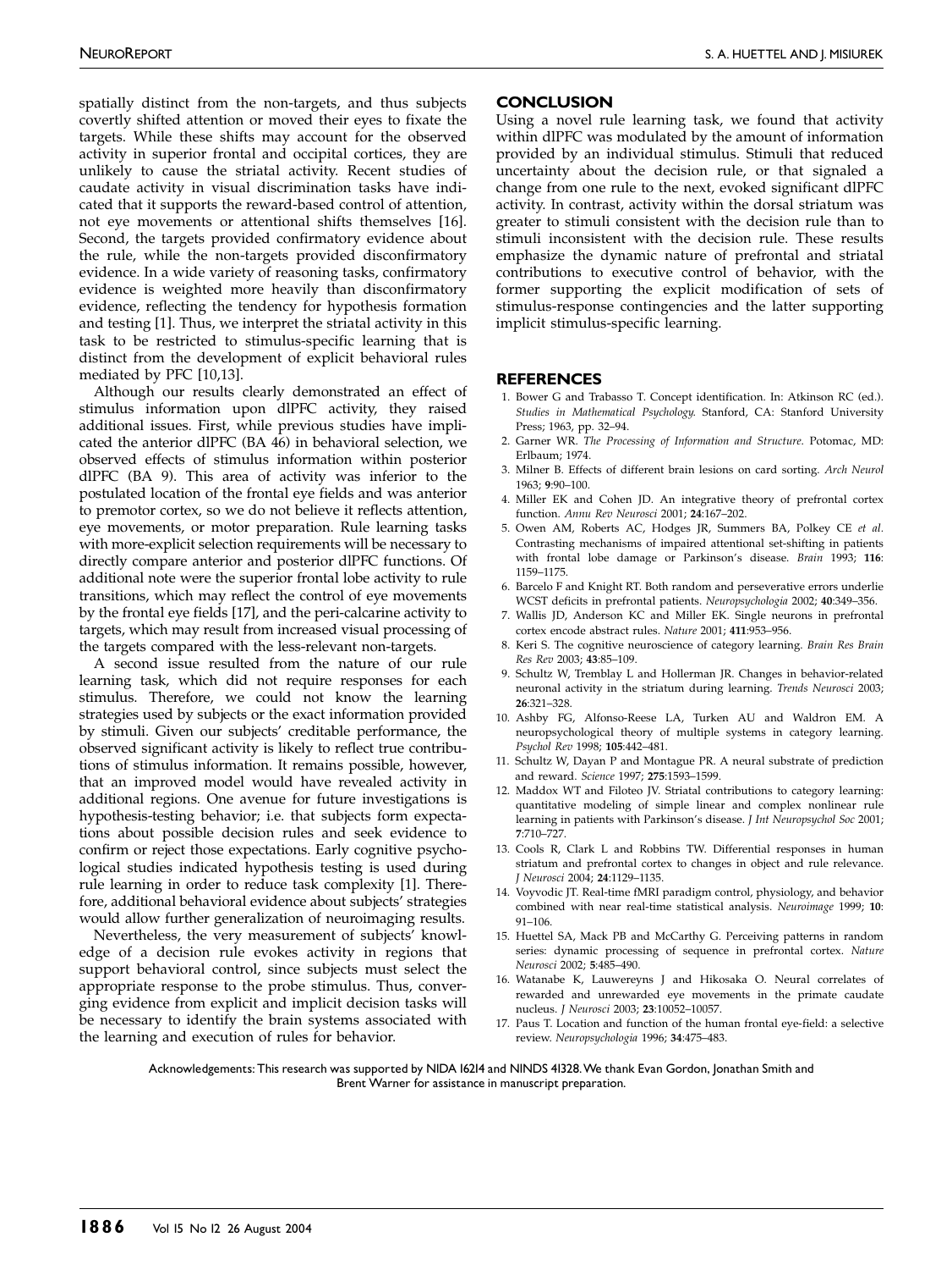spatially distinct from the non-targets, and thus subjects covertly shifted attention or moved their eyes to fixate the targets. While these shifts may account for the observed activity in superior frontal and occipital cortices, they are unlikely to cause the striatal activity. Recent studies of caudate activity in visual discrimination tasks have indicated that it supports the reward-based control of attention, not eye movements or attentional shifts themselves [16]. Second, the targets provided confirmatory evidence about the rule, while the non-targets provided disconfirmatory evidence. In a wide variety of reasoning tasks, confirmatory evidence is weighted more heavily than disconfirmatory evidence, reflecting the tendency for hypothesis formation and testing [1]. Thus, we interpret the striatal activity in this task to be restricted to stimulus-specific learning that is distinct from the development of explicit behavioral rules mediated by PFC [10,13].

Although our results clearly demonstrated an effect of stimulus information upon dlPFC activity, they raised additional issues. First, while previous studies have implicated the anterior dlPFC (BA 46) in behavioral selection, we observed effects of stimulus information within posterior dlPFC (BA 9). This area of activity was inferior to the postulated location of the frontal eye fields and was anterior to premotor cortex, so we do not believe it reflects attention, eye movements, or motor preparation. Rule learning tasks with more-explicit selection requirements will be necessary to directly compare anterior and posterior dlPFC functions. Of additional note were the superior frontal lobe activity to rule transitions, which may reflect the control of eye movements by the frontal eye fields [17], and the peri-calcarine activity to targets, which may result from increased visual processing of the targets compared with the less-relevant non-targets.

A second issue resulted from the nature of our rule learning task, which did not require responses for each stimulus. Therefore, we could not know the learning strategies used by subjects or the exact information provided by stimuli. Given our subjects' creditable performance, the observed significant activity is likely to reflect true contributions of stimulus information. It remains possible, however, that an improved model would have revealed activity in additional regions. One avenue for future investigations is hypothesis-testing behavior; i.e. that subjects form expectations about possible decision rules and seek evidence to confirm or reject those expectations. Early cognitive psychological studies indicated hypothesis testing is used during rule learning in order to reduce task complexity [1]. Therefore, additional behavioral evidence about subjects' strategies would allow further generalization of neuroimaging results.

Nevertheless, the very measurement of subjects' knowledge of a decision rule evokes activity in regions that support behavioral control, since subjects must select the appropriate response to the probe stimulus. Thus, converging evidence from explicit and implicit decision tasks will be necessary to identify the brain systems associated with the learning and execution of rules for behavior.

## CONCLUSION

Using a novel rule learning task, we found that activity within dlPFC was modulated by the amount of information provided by an individual stimulus. Stimuli that reduced uncertainty about the decision rule, or that signaled a change from one rule to the next, evoked significant dlPFC activity. In contrast, activity within the dorsal striatum was greater to stimuli consistent with the decision rule than to stimuli inconsistent with the decision rule. These results emphasize the dynamic nature of prefrontal and striatal contributions to executive control of behavior, with the former supporting the explicit modification of sets of stimulus-response contingencies and the latter supporting implicit stimulus-specific learning.

## REFERENCES

1. Bower G and Trabasso T. Concept identification. In: Atkinson RC (ed.). *Studies in Mathematical Psychology.* Stanford, CA: Stanford University Press; 1963, pp. 32–94.
2. Garner WR. *The Processing of Information and Structure.* Potomac, MD: Erlbaum; 1974.
3. Milner B. Effects of different brain lesions on card sorting. *Arch Neurol* 1963; **9**:90–100.
4. Miller EK and Cohen JD. An integrative theory of prefrontal cortex function. *Annu Rev Neurosci* 2001; **24**:167–202.
5. Owen AM, Roberts AC, Hodges JR, Summers BA, Polkey CE *et al.* Contrasting mechanisms of impaired attentional set-shifting in patients with frontal lobe damage or Parkinson's disease. *Brain* 1993; **116**: 1159–1175.
6. Barcelo F and Knight RT. Both random and perseverative errors underlie WCST deficits in prefrontal patients. *Neuropsychologia* 2002; **40**:349–356.
7. Wallis JD, Anderson KC and Miller EK. Single neurons in prefrontal cortex encode abstract rules. *Nature* 2001; **411**:953–956.
8. Keri S. The cognitive neuroscience of category learning. *Brain Res Brain Res Rev* 2003; **43**:85–109.
9. Schultz W, Tremblay L and Hollerman JR. Changes in behavior-related neuronal activity in the striatum during learning. *Trends Neurosci* 2003; **26**:321–328.
10. Ashby FG, Alfonso-Reese LA, Turken AU and Waldron EM. A neuropsychological theory of multiple systems in category learning. *Psychol Rev* 1998; **105**:442–481.
11. Schultz W, Dayan P and Montague PR. A neural substrate of prediction and reward. *Science* 1997; **275**:1593–1599.
12. Maddox WT and Filoteo JV. Striatal contributions to category learning: quantitative modeling of simple linear and complex nonlinear rule learning in patients with Parkinson's disease. *J Int Neuropsychol Soc* 2001; **7**:710–727.
13. Cools R, Clark L and Robbins TW. Differential responses in human striatum and prefrontal cortex to changes in object and rule relevance. *J Neurosci* 2004; **24**:1129–1135.
14. Voyvodic JT. Real-time fMRI paradigm control, physiology, and behavior combined with near real-time statistical analysis. *Neuroimage* 1999; **10**: 91–106.
15. Huettel SA, Mack PB and McCarthy G. Perceiving patterns in random series: dynamic processing of sequence in prefrontal cortex. *Nature Neurosci* 2002; **5**:485–490.
16. Watanabe K, Lauwereyns J and Hikosaka O. Neural correlates of rewarded and unrewarded eye movements in the primate caudate nucleus. *J Neurosci* 2003; **23**:10052–10057.
17. Paus T. Location and function of the human frontal eye-field: a selective review. *Neuropsychologia* 1996; **34**:475–483.

Acknowledgements: This research was supported by NIDA 16214 and NINDS 41328. We thank Evan Gordon, Jonathan Smith and Brent Warner for assistance in manuscript preparation.